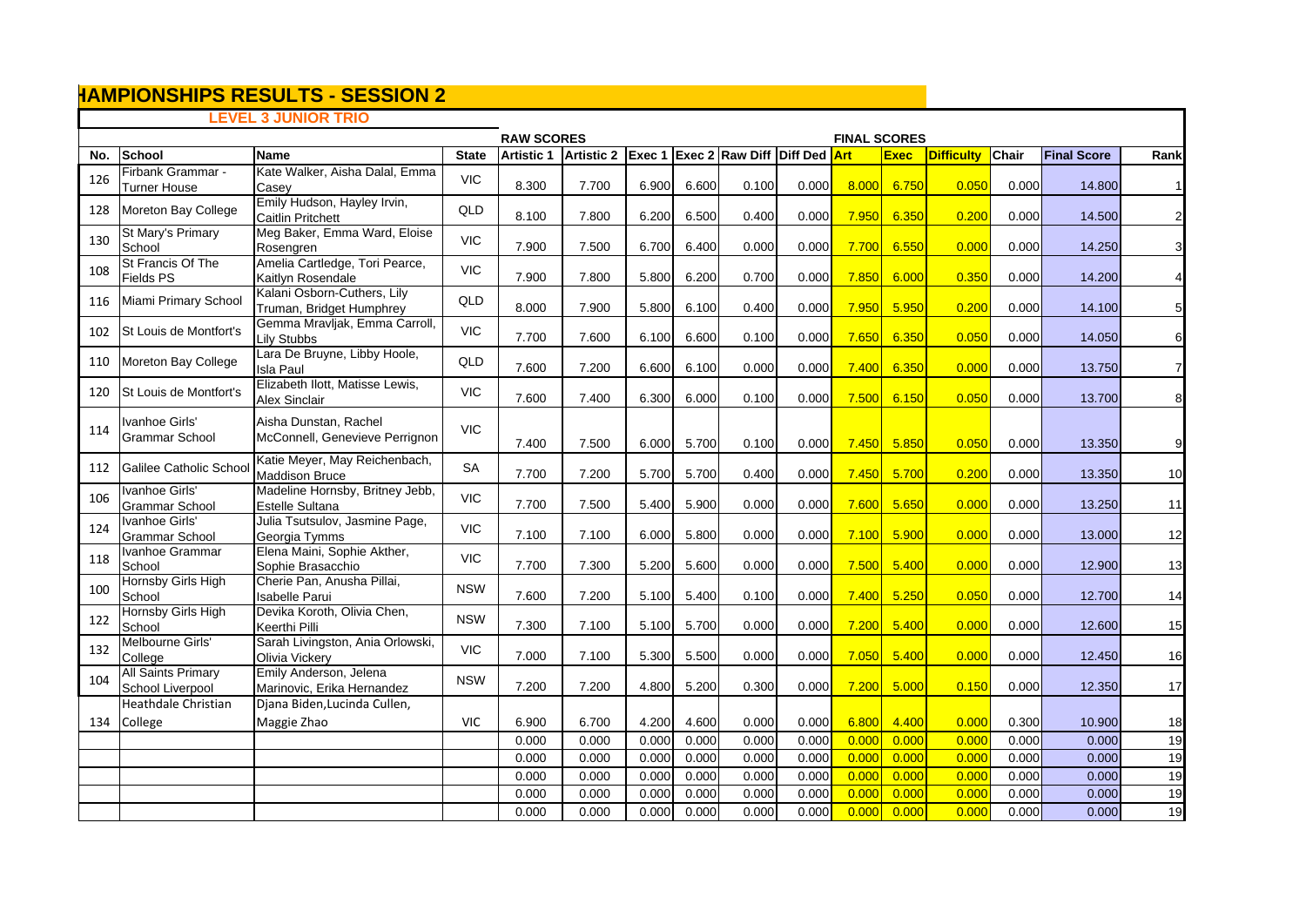# HAMPIONSHIPS RESULTS - SESSION 2

## LEVEL 3 JUNIOR TRIO

| | | | | RAW SCORES | | | | | | FINAL SCORES | | | | | |
|---|---|---|---|---|---|---|---|---|---|---|---|---|---|---|---|
| No. | School | Name | State | Artistic 1 | Artistic 2 | Exec 1 | Exec 2 | Raw Diff | Diff Ded | Art | Exec | Difficulty | Chair | Final Score | Rank |
| 126 | Firbank Grammar - Turner House | Kate Walker, Aisha Dalal, Emma Casey | VIC | 8.300 | 7.700 | 6.900 | 6.600 | 0.100 | 0.000 | 8.000 | 6.750 | 0.050 | 0.000 | 14.800 | 1 |
| 128 | Moreton Bay College | Emily Hudson, Hayley Irvin, Caitlin Pritchett | QLD | 8.100 | 7.800 | 6.200 | 6.500 | 0.400 | 0.000 | 7.950 | 6.350 | 0.200 | 0.000 | 14.500 | 2 |
| 130 | St Mary's Primary School | Meg Baker, Emma Ward, Eloise Rosengren | VIC | 7.900 | 7.500 | 6.700 | 6.400 | 0.000 | 0.000 | 7.700 | 6.550 | 0.000 | 0.000 | 14.250 | 3 |
| 108 | St Francis Of The Fields PS | Amelia Cartledge, Tori Pearce, Kaitlyn Rosendale | VIC | 7.900 | 7.800 | 5.800 | 6.200 | 0.700 | 0.000 | 7.850 | 6.000 | 0.350 | 0.000 | 14.200 | 4 |
| 116 | Miami Primary School | Kalani Osborn-Cuthers, Lily Truman, Bridget Humphrey | QLD | 8.000 | 7.900 | 5.800 | 6.100 | 0.400 | 0.000 | 7.950 | 5.950 | 0.200 | 0.000 | 14.100 | 5 |
| 102 | St Louis de Montfort's | Gemma Mravljak, Emma Carroll, Lily Stubbs | VIC | 7.700 | 7.600 | 6.100 | 6.600 | 0.100 | 0.000 | 7.650 | 6.350 | 0.050 | 0.000 | 14.050 | 6 |
| 110 | Moreton Bay College | Lara De Bruyne, Libby Hoole, Isla Paul | QLD | 7.600 | 7.200 | 6.600 | 6.100 | 0.000 | 0.000 | 7.400 | 6.350 | 0.000 | 0.000 | 13.750 | 7 |
| 120 | St Louis de Montfort's | Elizabeth Ilott, Matisse Lewis, Alex Sinclair | VIC | 7.600 | 7.400 | 6.300 | 6.000 | 0.100 | 0.000 | 7.500 | 6.150 | 0.050 | 0.000 | 13.700 | 8 |
| 114 | Ivanhoe Girls' Grammar School | Aisha Dunstan, Rachel McConnell, Genevieve Perrignon | VIC | 7.400 | 7.500 | 6.000 | 5.700 | 0.100 | 0.000 | 7.450 | 5.850 | 0.050 | 0.000 | 13.350 | 9 |
| 112 | Galilee Catholic School | Katie Meyer, May Reichenbach, Maddison Bruce | SA | 7.700 | 7.200 | 5.700 | 5.700 | 0.400 | 0.000 | 7.450 | 5.700 | 0.200 | 0.000 | 13.350 | 10 |
| 106 | Ivanhoe Girls' Grammar School | Madeline Hornsby, Britney Jebb, Estelle Sultana | VIC | 7.700 | 7.500 | 5.400 | 5.900 | 0.000 | 0.000 | 7.600 | 5.650 | 0.000 | 0.000 | 13.250 | 11 |
| 124 | Ivanhoe Girls' Grammar School | Julia Tsutsulov, Jasmine Page, Georgia Tymms | VIC | 7.100 | 7.100 | 6.000 | 5.800 | 0.000 | 0.000 | 7.100 | 5.900 | 0.000 | 0.000 | 13.000 | 12 |
| 118 | Ivanhoe Grammar School | Elena Maini, Sophie Akther, Sophie Brasacchio | VIC | 7.700 | 7.300 | 5.200 | 5.600 | 0.000 | 0.000 | 7.500 | 5.400 | 0.000 | 0.000 | 12.900 | 13 |
| 100 | Hornsby Girls High School | Cherie Pan, Anusha Pillai, Isabelle Parui | NSW | 7.600 | 7.200 | 5.100 | 5.400 | 0.100 | 0.000 | 7.400 | 5.250 | 0.050 | 0.000 | 12.700 | 14 |
| 122 | Hornsby Girls High School | Devika Koroth, Olivia Chen, Keerthi Pilli | NSW | 7.300 | 7.100 | 5.100 | 5.700 | 0.000 | 0.000 | 7.200 | 5.400 | 0.000 | 0.000 | 12.600 | 15 |
| 132 | Melbourne Girls' College | Sarah Livingston, Ania Orlowski, Olivia Vickery | VIC | 7.000 | 7.100 | 5.300 | 5.500 | 0.000 | 0.000 | 7.050 | 5.400 | 0.000 | 0.000 | 12.450 | 16 |
| 104 | All Saints Primary School Liverpool | Emily Anderson, Jelena Marinovic, Erika Hernandez | NSW | 7.200 | 7.200 | 4.800 | 5.200 | 0.300 | 0.000 | 7.200 | 5.000 | 0.150 | 0.000 | 12.350 | 17 |
| 134 | Heathdale Christian College | Djana Biden,Lucinda Cullen, Maggie Zhao | VIC | 6.900 | 6.700 | 4.200 | 4.600 | 0.000 | 0.000 | 6.800 | 4.400 | 0.000 | 0.300 | 10.900 | 18 |
| | | | | 0.000 | 0.000 | 0.000 | 0.000 | 0.000 | 0.000 | 0.000 | 0.000 | 0.000 | 0.000 | 0.000 | 19 |
| | | | | 0.000 | 0.000 | 0.000 | 0.000 | 0.000 | 0.000 | 0.000 | 0.000 | 0.000 | 0.000 | 0.000 | 19 |
| | | | | 0.000 | 0.000 | 0.000 | 0.000 | 0.000 | 0.000 | 0.000 | 0.000 | 0.000 | 0.000 | 0.000 | 19 |
| | | | | 0.000 | 0.000 | 0.000 | 0.000 | 0.000 | 0.000 | 0.000 | 0.000 | 0.000 | 0.000 | 0.000 | 19 |
| | | | | 0.000 | 0.000 | 0.000 | 0.000 | 0.000 | 0.000 | 0.000 | 0.000 | 0.000 | 0.000 | 0.000 | 19 |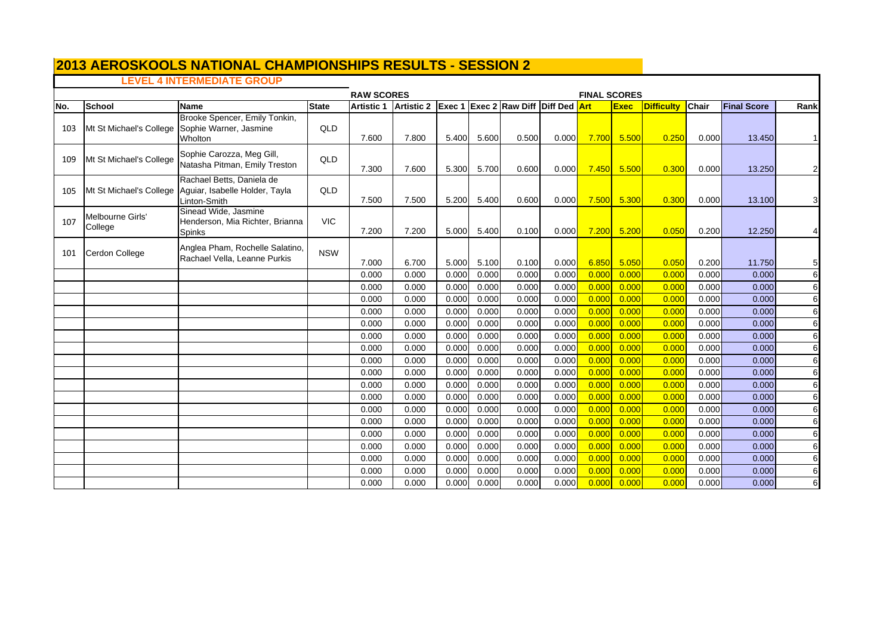# 2013 AEROSKOOLS NATIONAL CHAMPIONSHIPS RESULTS - SESSION 2

## LEVEL 4 INTERMEDIATE GROUP

| | | | | RAW SCORES | | | | | | FINAL SCORES | | | | | |
|---|---|---|---|---|---|---|---|---|---|---|---|---|---|---|---|
| No. | School | Name | State | Artistic 1 | Artistic 2 | Exec 1 | Exec 2 | Raw Diff | Diff Ded | Art | Exec | Difficulty | Chair | Final Score | Rank |
| 103 | Mt St Michael's College | Brooke Spencer, Emily Tonkin, Sophie Warner, Jasmine Wholton | QLD | 7.600 | 7.800 | 5.400 | 5.600 | 0.500 | 0.000 | 7.700 | 5.500 | 0.250 | 0.000 | 13.450 | 1 |
| 109 | Mt St Michael's College | Sophie Carozza, Meg Gill, Natasha Pitman, Emily Treston | QLD | 7.300 | 7.600 | 5.300 | 5.700 | 0.600 | 0.000 | 7.450 | 5.500 | 0.300 | 0.000 | 13.250 | 2 |
| 105 | Mt St Michael's College | Rachael Betts, Daniela de Aguiar, Isabelle Holder, Tayla Linton-Smith | QLD | 7.500 | 7.500 | 5.200 | 5.400 | 0.600 | 0.000 | 7.500 | 5.300 | 0.300 | 0.000 | 13.100 | 3 |
| 107 | Melbourne Girls' College | Sinead Wide, Jasmine Henderson, Mia Richter, Brianna Spinks | VIC | 7.200 | 7.200 | 5.000 | 5.400 | 0.100 | 0.000 | 7.200 | 5.200 | 0.050 | 0.200 | 12.250 | 4 |
| 101 | Cerdon College | Anglea Pham, Rochelle Salatino, Rachael Vella, Leanne Purkis | NSW | 7.000 | 6.700 | 5.000 | 5.100 | 0.100 | 0.000 | 6.850 | 5.050 | 0.050 | 0.200 | 11.750 | 5 |
| | | | | 0.000 | 0.000 | 0.000 | 0.000 | 0.000 | 0.000 | 0.000 | 0.000 | 0.000 | 0.000 | 0.000 | 6 |
| | | | | 0.000 | 0.000 | 0.000 | 0.000 | 0.000 | 0.000 | 0.000 | 0.000 | 0.000 | 0.000 | 0.000 | 6 |
| | | | | 0.000 | 0.000 | 0.000 | 0.000 | 0.000 | 0.000 | 0.000 | 0.000 | 0.000 | 0.000 | 0.000 | 6 |
| | | | | 0.000 | 0.000 | 0.000 | 0.000 | 0.000 | 0.000 | 0.000 | 0.000 | 0.000 | 0.000 | 0.000 | 6 |
| | | | | 0.000 | 0.000 | 0.000 | 0.000 | 0.000 | 0.000 | 0.000 | 0.000 | 0.000 | 0.000 | 0.000 | 6 |
| | | | | 0.000 | 0.000 | 0.000 | 0.000 | 0.000 | 0.000 | 0.000 | 0.000 | 0.000 | 0.000 | 0.000 | 6 |
| | | | | 0.000 | 0.000 | 0.000 | 0.000 | 0.000 | 0.000 | 0.000 | 0.000 | 0.000 | 0.000 | 0.000 | 6 |
| | | | | 0.000 | 0.000 | 0.000 | 0.000 | 0.000 | 0.000 | 0.000 | 0.000 | 0.000 | 0.000 | 0.000 | 6 |
| | | | | 0.000 | 0.000 | 0.000 | 0.000 | 0.000 | 0.000 | 0.000 | 0.000 | 0.000 | 0.000 | 0.000 | 6 |
| | | | | 0.000 | 0.000 | 0.000 | 0.000 | 0.000 | 0.000 | 0.000 | 0.000 | 0.000 | 0.000 | 0.000 | 6 |
| | | | | 0.000 | 0.000 | 0.000 | 0.000 | 0.000 | 0.000 | 0.000 | 0.000 | 0.000 | 0.000 | 0.000 | 6 |
| | | | | 0.000 | 0.000 | 0.000 | 0.000 | 0.000 | 0.000 | 0.000 | 0.000 | 0.000 | 0.000 | 0.000 | 6 |
| | | | | 0.000 | 0.000 | 0.000 | 0.000 | 0.000 | 0.000 | 0.000 | 0.000 | 0.000 | 0.000 | 0.000 | 6 |
| | | | | 0.000 | 0.000 | 0.000 | 0.000 | 0.000 | 0.000 | 0.000 | 0.000 | 0.000 | 0.000 | 0.000 | 6 |
| | | | | 0.000 | 0.000 | 0.000 | 0.000 | 0.000 | 0.000 | 0.000 | 0.000 | 0.000 | 0.000 | 0.000 | 6 |
| | | | | 0.000 | 0.000 | 0.000 | 0.000 | 0.000 | 0.000 | 0.000 | 0.000 | 0.000 | 0.000 | 0.000 | 6 |
| | | | | 0.000 | 0.000 | 0.000 | 0.000 | 0.000 | 0.000 | 0.000 | 0.000 | 0.000 | 0.000 | 0.000 | 6 |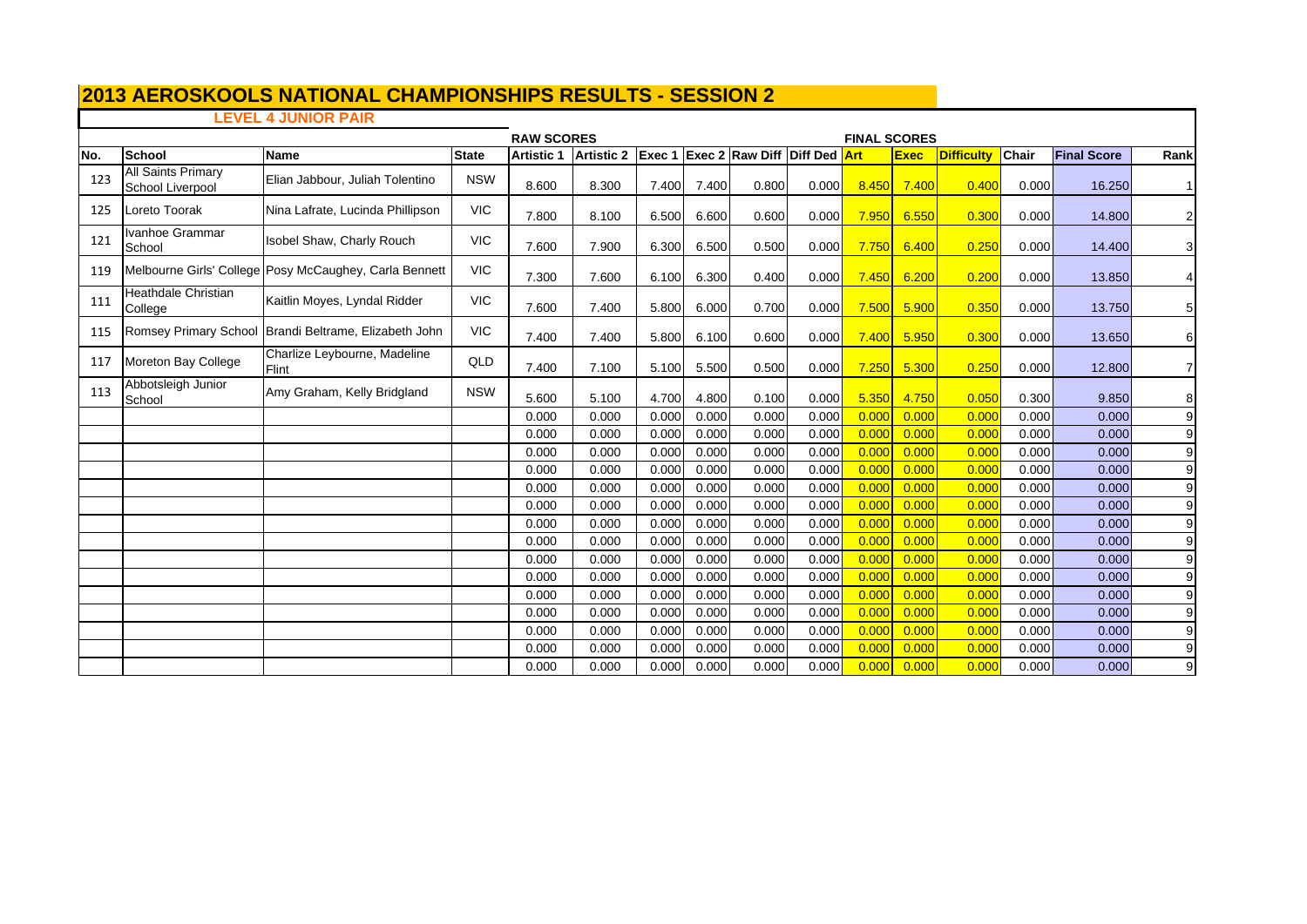# 2013 AEROSKOOLS NATIONAL CHAMPIONSHIPS RESULTS - SESSION 2

## LEVEL 4 JUNIOR PAIR

| | | | | RAW SCORES | | | | | | FINAL SCORES | | | | | |
|---|---|---|---|---|---|---|---|---|---|---|---|---|---|---|---|
| No. | School | Name | State | Artistic 1 | Artistic 2 | Exec 1 | Exec 2 | Raw Diff | Diff Ded | Art | Exec | Difficulty | Chair | Final Score | Rank |
| 123 | All Saints Primary School Liverpool | Elian Jabbour, Juliah Tolentino | NSW | 8.600 | 8.300 | 7.400 | 7.400 | 0.800 | 0.000 | 8.450 | 7.400 | 0.400 | 0.000 | 16.250 | 1 |
| 125 | Loreto Toorak | Nina Lafrate, Lucinda Phillipson | VIC | 7.800 | 8.100 | 6.500 | 6.600 | 0.600 | 0.000 | 7.950 | 6.550 | 0.300 | 0.000 | 14.800 | 2 |
| 121 | Ivanhoe Grammar School | Isobel Shaw, Charly Rouch | VIC | 7.600 | 7.900 | 6.300 | 6.500 | 0.500 | 0.000 | 7.750 | 6.400 | 0.250 | 0.000 | 14.400 | 3 |
| 119 | Melbourne Girls' College | Posy McCaughey, Carla Bennett | VIC | 7.300 | 7.600 | 6.100 | 6.300 | 0.400 | 0.000 | 7.450 | 6.200 | 0.200 | 0.000 | 13.850 | 4 |
| 111 | Heathdale Christian College | Kaitlin Moyes, Lyndal Ridder | VIC | 7.600 | 7.400 | 5.800 | 6.000 | 0.700 | 0.000 | 7.500 | 5.900 | 0.350 | 0.000 | 13.750 | 5 |
| 115 | Romsey Primary School | Brandi Beltrame, Elizabeth John | VIC | 7.400 | 7.400 | 5.800 | 6.100 | 0.600 | 0.000 | 7.400 | 5.950 | 0.300 | 0.000 | 13.650 | 6 |
| 117 | Moreton Bay College | Charlize Leybourne, Madeline Flint | QLD | 7.400 | 7.100 | 5.100 | 5.500 | 0.500 | 0.000 | 7.250 | 5.300 | 0.250 | 0.000 | 12.800 | 7 |
| 113 | Abbotsleigh Junior School | Amy Graham, Kelly Bridgland | NSW | 5.600 | 5.100 | 4.700 | 4.800 | 0.100 | 0.000 | 5.350 | 4.750 | 0.050 | 0.300 | 9.850 | 8 |
| | | | | 0.000 | 0.000 | 0.000 | 0.000 | 0.000 | 0.000 | 0.000 | 0.000 | 0.000 | 0.000 | 0.000 | 9 |
| | | | | 0.000 | 0.000 | 0.000 | 0.000 | 0.000 | 0.000 | 0.000 | 0.000 | 0.000 | 0.000 | 0.000 | 9 |
| | | | | 0.000 | 0.000 | 0.000 | 0.000 | 0.000 | 0.000 | 0.000 | 0.000 | 0.000 | 0.000 | 0.000 | 9 |
| | | | | 0.000 | 0.000 | 0.000 | 0.000 | 0.000 | 0.000 | 0.000 | 0.000 | 0.000 | 0.000 | 0.000 | 9 |
| | | | | 0.000 | 0.000 | 0.000 | 0.000 | 0.000 | 0.000 | 0.000 | 0.000 | 0.000 | 0.000 | 0.000 | 9 |
| | | | | 0.000 | 0.000 | 0.000 | 0.000 | 0.000 | 0.000 | 0.000 | 0.000 | 0.000 | 0.000 | 0.000 | 9 |
| | | | | 0.000 | 0.000 | 0.000 | 0.000 | 0.000 | 0.000 | 0.000 | 0.000 | 0.000 | 0.000 | 0.000 | 9 |
| | | | | 0.000 | 0.000 | 0.000 | 0.000 | 0.000 | 0.000 | 0.000 | 0.000 | 0.000 | 0.000 | 0.000 | 9 |
| | | | | 0.000 | 0.000 | 0.000 | 0.000 | 0.000 | 0.000 | 0.000 | 0.000 | 0.000 | 0.000 | 0.000 | 9 |
| | | | | 0.000 | 0.000 | 0.000 | 0.000 | 0.000 | 0.000 | 0.000 | 0.000 | 0.000 | 0.000 | 0.000 | 9 |
| | | | | 0.000 | 0.000 | 0.000 | 0.000 | 0.000 | 0.000 | 0.000 | 0.000 | 0.000 | 0.000 | 0.000 | 9 |
| | | | | 0.000 | 0.000 | 0.000 | 0.000 | 0.000 | 0.000 | 0.000 | 0.000 | 0.000 | 0.000 | 0.000 | 9 |
| | | | | 0.000 | 0.000 | 0.000 | 0.000 | 0.000 | 0.000 | 0.000 | 0.000 | 0.000 | 0.000 | 0.000 | 9 |
| | | | | 0.000 | 0.000 | 0.000 | 0.000 | 0.000 | 0.000 | 0.000 | 0.000 | 0.000 | 0.000 | 0.000 | 9 |
| | | | | 0.000 | 0.000 | 0.000 | 0.000 | 0.000 | 0.000 | 0.000 | 0.000 | 0.000 | 0.000 | 0.000 | 9 |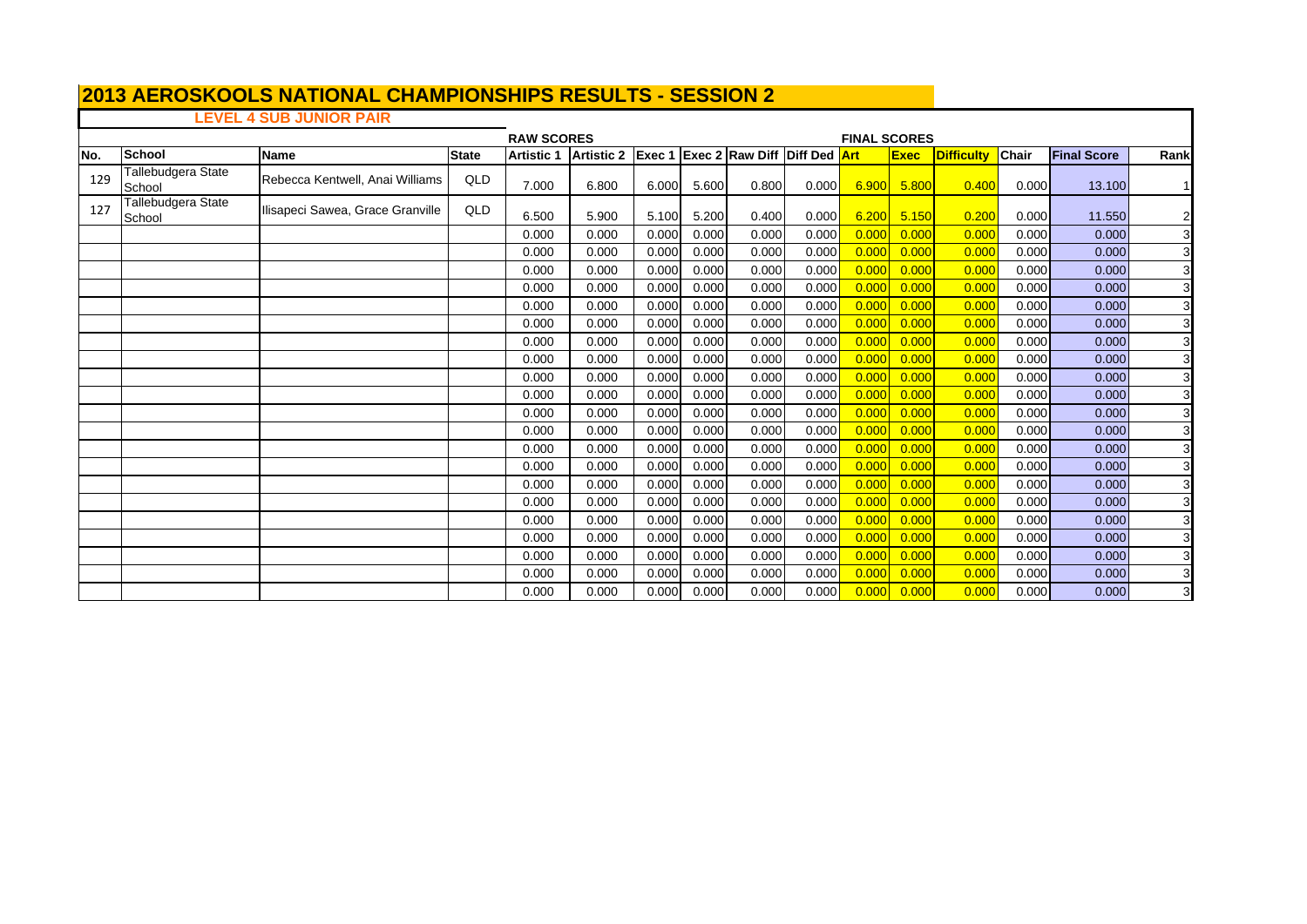# 2013 AEROSKOOLS NATIONAL CHAMPIONSHIPS RESULTS - SESSION 2

## LEVEL 4 SUB JUNIOR PAIR

| | | | | RAW SCORES | | | | | | FINAL SCORES | | | | | |
|---|---|---|---|---|---|---|---|---|---|---|---|---|---|---|---|
| No. | School | Name | State | Artistic 1 | Artistic 2 | Exec 1 | Exec 2 | Raw Diff | Diff Ded | Art | Exec | Difficulty | Chair | Final Score | Rank |
| 129 | Tallebudgera State School | Rebecca Kentwell, Anai Williams | QLD | 7.000 | 6.800 | 6.000 | 5.600 | 0.800 | 0.000 | 6.900 | 5.800 | 0.400 | 0.000 | 13.100 | 1 |
| 127 | Tallebudgera State School | Ilisapeci Sawea, Grace Granville | QLD | 6.500 | 5.900 | 5.100 | 5.200 | 0.400 | 0.000 | 6.200 | 5.150 | 0.200 | 0.000 | 11.550 | 2 |
| | | | | 0.000 | 0.000 | 0.000 | 0.000 | 0.000 | 0.000 | 0.000 | 0.000 | 0.000 | 0.000 | 0.000 | 3 |
| | | | | 0.000 | 0.000 | 0.000 | 0.000 | 0.000 | 0.000 | 0.000 | 0.000 | 0.000 | 0.000 | 0.000 | 3 |
| | | | | 0.000 | 0.000 | 0.000 | 0.000 | 0.000 | 0.000 | 0.000 | 0.000 | 0.000 | 0.000 | 0.000 | 3 |
| | | | | 0.000 | 0.000 | 0.000 | 0.000 | 0.000 | 0.000 | 0.000 | 0.000 | 0.000 | 0.000 | 0.000 | 3 |
| | | | | 0.000 | 0.000 | 0.000 | 0.000 | 0.000 | 0.000 | 0.000 | 0.000 | 0.000 | 0.000 | 0.000 | 3 |
| | | | | 0.000 | 0.000 | 0.000 | 0.000 | 0.000 | 0.000 | 0.000 | 0.000 | 0.000 | 0.000 | 0.000 | 3 |
| | | | | 0.000 | 0.000 | 0.000 | 0.000 | 0.000 | 0.000 | 0.000 | 0.000 | 0.000 | 0.000 | 0.000 | 3 |
| | | | | 0.000 | 0.000 | 0.000 | 0.000 | 0.000 | 0.000 | 0.000 | 0.000 | 0.000 | 0.000 | 0.000 | 3 |
| | | | | 0.000 | 0.000 | 0.000 | 0.000 | 0.000 | 0.000 | 0.000 | 0.000 | 0.000 | 0.000 | 0.000 | 3 |
| | | | | 0.000 | 0.000 | 0.000 | 0.000 | 0.000 | 0.000 | 0.000 | 0.000 | 0.000 | 0.000 | 0.000 | 3 |
| | | | | 0.000 | 0.000 | 0.000 | 0.000 | 0.000 | 0.000 | 0.000 | 0.000 | 0.000 | 0.000 | 0.000 | 3 |
| | | | | 0.000 | 0.000 | 0.000 | 0.000 | 0.000 | 0.000 | 0.000 | 0.000 | 0.000 | 0.000 | 0.000 | 3 |
| | | | | 0.000 | 0.000 | 0.000 | 0.000 | 0.000 | 0.000 | 0.000 | 0.000 | 0.000 | 0.000 | 0.000 | 3 |
| | | | | 0.000 | 0.000 | 0.000 | 0.000 | 0.000 | 0.000 | 0.000 | 0.000 | 0.000 | 0.000 | 0.000 | 3 |
| | | | | 0.000 | 0.000 | 0.000 | 0.000 | 0.000 | 0.000 | 0.000 | 0.000 | 0.000 | 0.000 | 0.000 | 3 |
| | | | | 0.000 | 0.000 | 0.000 | 0.000 | 0.000 | 0.000 | 0.000 | 0.000 | 0.000 | 0.000 | 0.000 | 3 |
| | | | | 0.000 | 0.000 | 0.000 | 0.000 | 0.000 | 0.000 | 0.000 | 0.000 | 0.000 | 0.000 | 0.000 | 3 |
| | | | | 0.000 | 0.000 | 0.000 | 0.000 | 0.000 | 0.000 | 0.000 | 0.000 | 0.000 | 0.000 | 0.000 | 3 |
| | | | | 0.000 | 0.000 | 0.000 | 0.000 | 0.000 | 0.000 | 0.000 | 0.000 | 0.000 | 0.000 | 0.000 | 3 |
| | | | | 0.000 | 0.000 | 0.000 | 0.000 | 0.000 | 0.000 | 0.000 | 0.000 | 0.000 | 0.000 | 0.000 | 3 |
| | | | | 0.000 | 0.000 | 0.000 | 0.000 | 0.000 | 0.000 | 0.000 | 0.000 | 0.000 | 0.000 | 0.000 | 3 |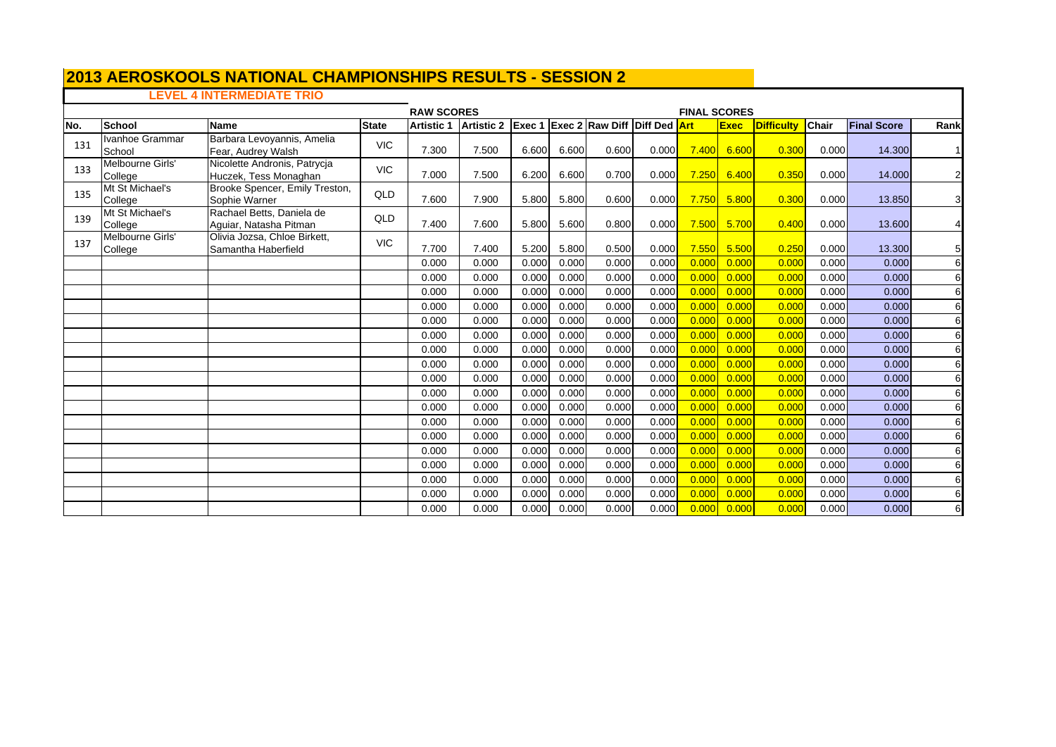# 2013 AEROSKOOLS NATIONAL CHAMPIONSHIPS RESULTS - SESSION 2

## LEVEL 4 INTERMEDIATE TRIO

| | | | | RAW SCORES | | | | | | FINAL SCORES | | | | | |
|---|---|---|---|---|---|---|---|---|---|---|---|---|---|---|---|
| No. | School | Name | State | Artistic 1 | Artistic 2 | Exec 1 | Exec 2 | Raw Diff | Diff Ded | Art | Exec | Difficulty | Chair | Final Score | Rank |
| 131 | Ivanhoe Grammar School | Barbara Levoyannis, Amelia Fear, Audrey Walsh | VIC | 7.300 | 7.500 | 6.600 | 6.600 | 0.600 | 0.000 | 7.400 | 6.600 | 0.300 | 0.000 | 14.300 | 1 |
| 133 | Melbourne Girls' College | Nicolette Andronis, Patrycja Huczek, Tess Monaghan | VIC | 7.000 | 7.500 | 6.200 | 6.600 | 0.700 | 0.000 | 7.250 | 6.400 | 0.350 | 0.000 | 14.000 | 2 |
| 135 | Mt St Michael's College | Brooke Spencer, Emily Treston, Sophie Warner | QLD | 7.600 | 7.900 | 5.800 | 5.800 | 0.600 | 0.000 | 7.750 | 5.800 | 0.300 | 0.000 | 13.850 | 3 |
| 139 | Mt St Michael's College | Rachael Betts, Daniela de Aguiar, Natasha Pitman | QLD | 7.400 | 7.600 | 5.800 | 5.600 | 0.800 | 0.000 | 7.500 | 5.700 | 0.400 | 0.000 | 13.600 | 4 |
| 137 | Melbourne Girls' College | Olivia Jozsa, Chloe Birkett, Samantha Haberfield | VIC | 7.700 | 7.400 | 5.200 | 5.800 | 0.500 | 0.000 | 7.550 | 5.500 | 0.250 | 0.000 | 13.300 | 5 |
| | | | | 0.000 | 0.000 | 0.000 | 0.000 | 0.000 | 0.000 | 0.000 | 0.000 | 0.000 | 0.000 | 0.000 | 6 |
| | | | | 0.000 | 0.000 | 0.000 | 0.000 | 0.000 | 0.000 | 0.000 | 0.000 | 0.000 | 0.000 | 0.000 | 6 |
| | | | | 0.000 | 0.000 | 0.000 | 0.000 | 0.000 | 0.000 | 0.000 | 0.000 | 0.000 | 0.000 | 0.000 | 6 |
| | | | | 0.000 | 0.000 | 0.000 | 0.000 | 0.000 | 0.000 | 0.000 | 0.000 | 0.000 | 0.000 | 0.000 | 6 |
| | | | | 0.000 | 0.000 | 0.000 | 0.000 | 0.000 | 0.000 | 0.000 | 0.000 | 0.000 | 0.000 | 0.000 | 6 |
| | | | | 0.000 | 0.000 | 0.000 | 0.000 | 0.000 | 0.000 | 0.000 | 0.000 | 0.000 | 0.000 | 0.000 | 6 |
| | | | | 0.000 | 0.000 | 0.000 | 0.000 | 0.000 | 0.000 | 0.000 | 0.000 | 0.000 | 0.000 | 0.000 | 6 |
| | | | | 0.000 | 0.000 | 0.000 | 0.000 | 0.000 | 0.000 | 0.000 | 0.000 | 0.000 | 0.000 | 0.000 | 6 |
| | | | | 0.000 | 0.000 | 0.000 | 0.000 | 0.000 | 0.000 | 0.000 | 0.000 | 0.000 | 0.000 | 0.000 | 6 |
| | | | | 0.000 | 0.000 | 0.000 | 0.000 | 0.000 | 0.000 | 0.000 | 0.000 | 0.000 | 0.000 | 0.000 | 6 |
| | | | | 0.000 | 0.000 | 0.000 | 0.000 | 0.000 | 0.000 | 0.000 | 0.000 | 0.000 | 0.000 | 0.000 | 6 |
| | | | | 0.000 | 0.000 | 0.000 | 0.000 | 0.000 | 0.000 | 0.000 | 0.000 | 0.000 | 0.000 | 0.000 | 6 |
| | | | | 0.000 | 0.000 | 0.000 | 0.000 | 0.000 | 0.000 | 0.000 | 0.000 | 0.000 | 0.000 | 0.000 | 6 |
| | | | | 0.000 | 0.000 | 0.000 | 0.000 | 0.000 | 0.000 | 0.000 | 0.000 | 0.000 | 0.000 | 0.000 | 6 |
| | | | | 0.000 | 0.000 | 0.000 | 0.000 | 0.000 | 0.000 | 0.000 | 0.000 | 0.000 | 0.000 | 0.000 | 6 |
| | | | | 0.000 | 0.000 | 0.000 | 0.000 | 0.000 | 0.000 | 0.000 | 0.000 | 0.000 | 0.000 | 0.000 | 6 |
| | | | | 0.000 | 0.000 | 0.000 | 0.000 | 0.000 | 0.000 | 0.000 | 0.000 | 0.000 | 0.000 | 0.000 | 6 |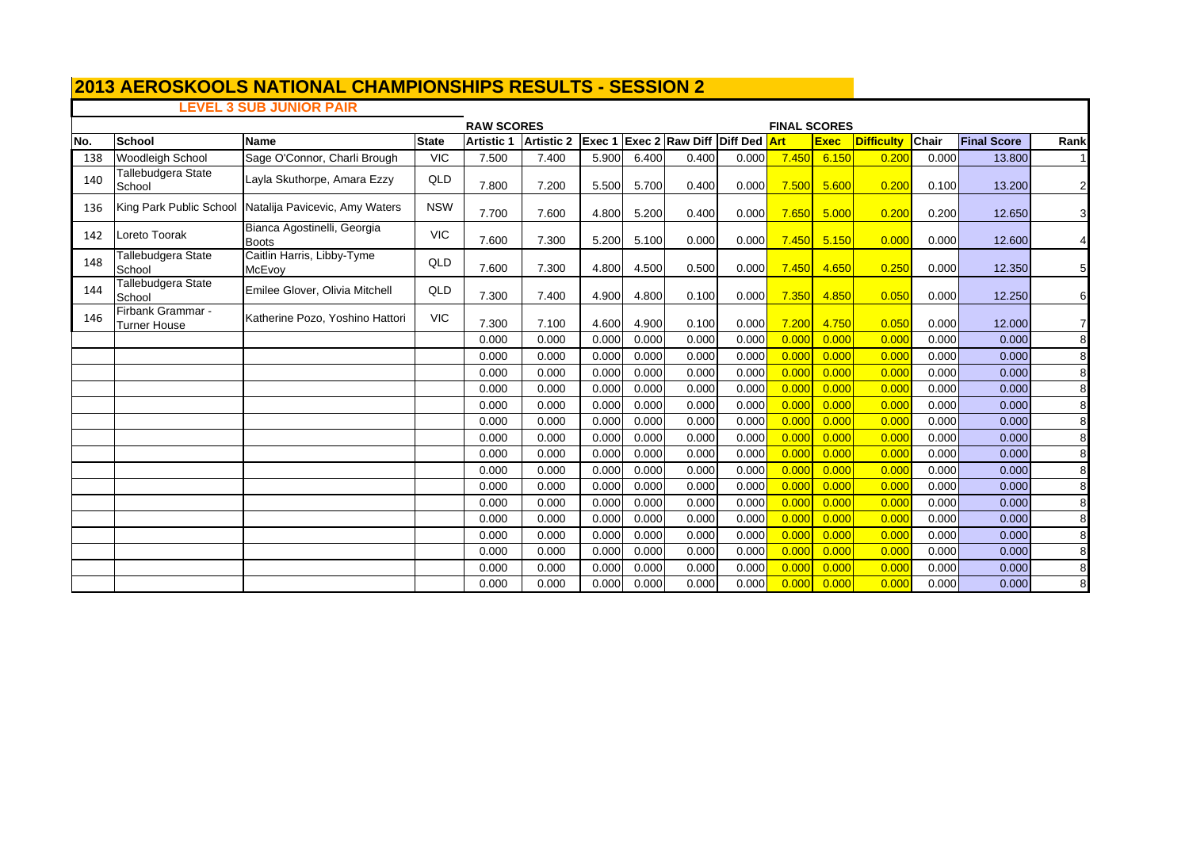# 2013 AEROSKOOLS NATIONAL CHAMPIONSHIPS RESULTS - SESSION 2

## LEVEL 3 SUB JUNIOR PAIR

| | | | | RAW SCORES | | | | | | FINAL SCORES | | | | | |
|---|---|---|---|---|---|---|---|---|---|---|---|---|---|---|---|
| No. | School | Name | State | Artistic 1 | Artistic 2 | Exec 1 | Exec 2 | Raw Diff | Diff Ded | Art | Exec | Difficulty | Chair | Final Score | Rank |
| 138 | Woodleigh School | Sage O'Connor, Charli Brough | VIC | 7.500 | 7.400 | 5.900 | 6.400 | 0.400 | 0.000 | 7.450 | 6.150 | 0.200 | 0.000 | 13.800 | 1 |
| 140 | Tallebudgera State School | Layla Skuthorpe, Amara Ezzy | QLD | 7.800 | 7.200 | 5.500 | 5.700 | 0.400 | 0.000 | 7.500 | 5.600 | 0.200 | 0.100 | 13.200 | 2 |
| 136 | King Park Public School | Natalija Pavicevic, Amy Waters | NSW | 7.700 | 7.600 | 4.800 | 5.200 | 0.400 | 0.000 | 7.650 | 5.000 | 0.200 | 0.200 | 12.650 | 3 |
| 142 | Loreto Toorak | Bianca Agostinelli, Georgia Boots | VIC | 7.600 | 7.300 | 5.200 | 5.100 | 0.000 | 0.000 | 7.450 | 5.150 | 0.000 | 0.000 | 12.600 | 4 |
| 148 | Tallebudgera State School | Caitlin Harris, Libby-Tyme McEvoy | QLD | 7.600 | 7.300 | 4.800 | 4.500 | 0.500 | 0.000 | 7.450 | 4.650 | 0.250 | 0.000 | 12.350 | 5 |
| 144 | Tallebudgera State School | Emilee Glover, Olivia Mitchell | QLD | 7.300 | 7.400 | 4.900 | 4.800 | 0.100 | 0.000 | 7.350 | 4.850 | 0.050 | 0.000 | 12.250 | 6 |
| 146 | Firbank Grammar - Turner House | Katherine Pozo, Yoshino Hattori | VIC | 7.300 | 7.100 | 4.600 | 4.900 | 0.100 | 0.000 | 7.200 | 4.750 | 0.050 | 0.000 | 12.000 | 7 |
| | | | | 0.000 | 0.000 | 0.000 | 0.000 | 0.000 | 0.000 | 0.000 | 0.000 | 0.000 | 0.000 | 0.000 | 8 |
| | | | | 0.000 | 0.000 | 0.000 | 0.000 | 0.000 | 0.000 | 0.000 | 0.000 | 0.000 | 0.000 | 0.000 | 8 |
| | | | | 0.000 | 0.000 | 0.000 | 0.000 | 0.000 | 0.000 | 0.000 | 0.000 | 0.000 | 0.000 | 0.000 | 8 |
| | | | | 0.000 | 0.000 | 0.000 | 0.000 | 0.000 | 0.000 | 0.000 | 0.000 | 0.000 | 0.000 | 0.000 | 8 |
| | | | | 0.000 | 0.000 | 0.000 | 0.000 | 0.000 | 0.000 | 0.000 | 0.000 | 0.000 | 0.000 | 0.000 | 8 |
| | | | | 0.000 | 0.000 | 0.000 | 0.000 | 0.000 | 0.000 | 0.000 | 0.000 | 0.000 | 0.000 | 0.000 | 8 |
| | | | | 0.000 | 0.000 | 0.000 | 0.000 | 0.000 | 0.000 | 0.000 | 0.000 | 0.000 | 0.000 | 0.000 | 8 |
| | | | | 0.000 | 0.000 | 0.000 | 0.000 | 0.000 | 0.000 | 0.000 | 0.000 | 0.000 | 0.000 | 0.000 | 8 |
| | | | | 0.000 | 0.000 | 0.000 | 0.000 | 0.000 | 0.000 | 0.000 | 0.000 | 0.000 | 0.000 | 0.000 | 8 |
| | | | | 0.000 | 0.000 | 0.000 | 0.000 | 0.000 | 0.000 | 0.000 | 0.000 | 0.000 | 0.000 | 0.000 | 8 |
| | | | | 0.000 | 0.000 | 0.000 | 0.000 | 0.000 | 0.000 | 0.000 | 0.000 | 0.000 | 0.000 | 0.000 | 8 |
| | | | | 0.000 | 0.000 | 0.000 | 0.000 | 0.000 | 0.000 | 0.000 | 0.000 | 0.000 | 0.000 | 0.000 | 8 |
| | | | | 0.000 | 0.000 | 0.000 | 0.000 | 0.000 | 0.000 | 0.000 | 0.000 | 0.000 | 0.000 | 0.000 | 8 |
| | | | | 0.000 | 0.000 | 0.000 | 0.000 | 0.000 | 0.000 | 0.000 | 0.000 | 0.000 | 0.000 | 0.000 | 8 |
| | | | | 0.000 | 0.000 | 0.000 | 0.000 | 0.000 | 0.000 | 0.000 | 0.000 | 0.000 | 0.000 | 0.000 | 8 |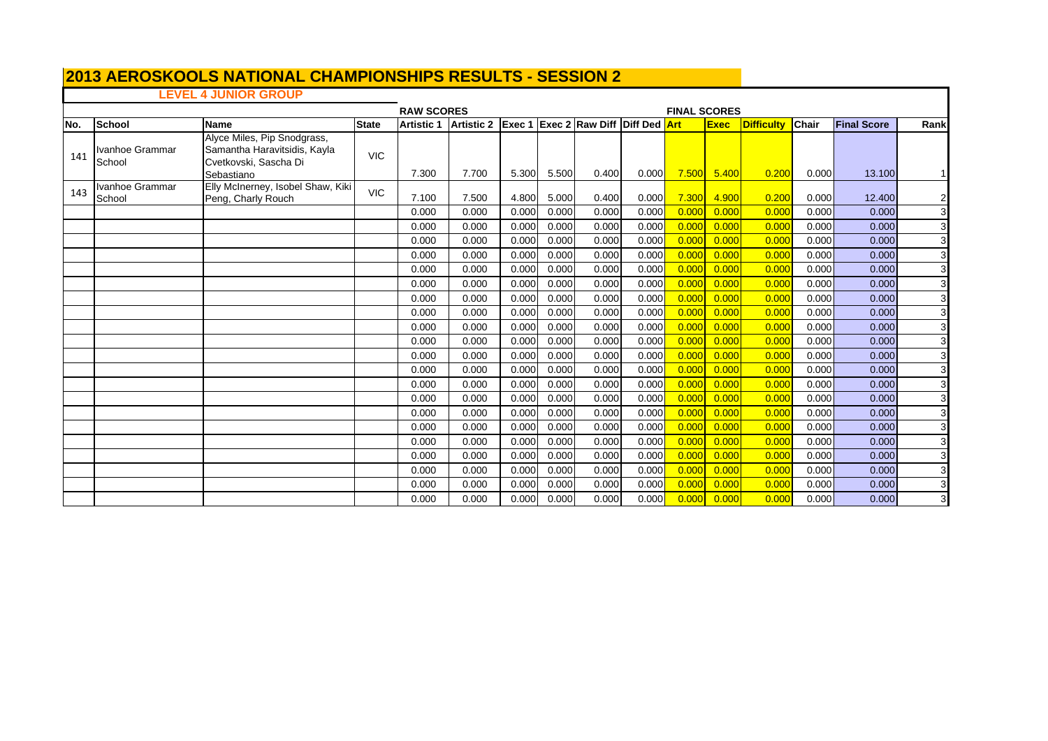# 2013 AEROSKOOLS NATIONAL CHAMPIONSHIPS RESULTS - SESSION 2

## LEVEL 4 JUNIOR GROUP

| | | | | RAW SCORES | | | | | | FINAL SCORES | | | | | |
|---|---|---|---|---|---|---|---|---|---|---|---|---|---|---|---|
| No. | School | Name | State | Artistic 1 | Artistic 2 | Exec 1 | Exec 2 | Raw Diff | Diff Ded | Art | Exec | Difficulty | Chair | Final Score | Rank |
| 141 | Ivanhoe Grammar School | Alyce Miles, Pip Snodgrass, Samantha Haravitsidis, Kayla Cvetkovski, Sascha Di Sebastiano | VIC | 7.300 | 7.700 | 5.300 | 5.500 | 0.400 | 0.000 | 7.500 | 5.400 | 0.200 | 0.000 | 13.100 | 1 |
| 143 | Ivanhoe Grammar School | Elly McInerney, Isobel Shaw, Kiki Peng, Charly Rouch | VIC | 7.100 | 7.500 | 4.800 | 5.000 | 0.400 | 0.000 | 7.300 | 4.900 | 0.200 | 0.000 | 12.400 | 2 |
| | | | | 0.000 | 0.000 | 0.000 | 0.000 | 0.000 | 0.000 | 0.000 | 0.000 | 0.000 | 0.000 | 0.000 | 3 |
| | | | | 0.000 | 0.000 | 0.000 | 0.000 | 0.000 | 0.000 | 0.000 | 0.000 | 0.000 | 0.000 | 0.000 | 3 |
| | | | | 0.000 | 0.000 | 0.000 | 0.000 | 0.000 | 0.000 | 0.000 | 0.000 | 0.000 | 0.000 | 0.000 | 3 |
| | | | | 0.000 | 0.000 | 0.000 | 0.000 | 0.000 | 0.000 | 0.000 | 0.000 | 0.000 | 0.000 | 0.000 | 3 |
| | | | | 0.000 | 0.000 | 0.000 | 0.000 | 0.000 | 0.000 | 0.000 | 0.000 | 0.000 | 0.000 | 0.000 | 3 |
| | | | | 0.000 | 0.000 | 0.000 | 0.000 | 0.000 | 0.000 | 0.000 | 0.000 | 0.000 | 0.000 | 0.000 | 3 |
| | | | | 0.000 | 0.000 | 0.000 | 0.000 | 0.000 | 0.000 | 0.000 | 0.000 | 0.000 | 0.000 | 0.000 | 3 |
| | | | | 0.000 | 0.000 | 0.000 | 0.000 | 0.000 | 0.000 | 0.000 | 0.000 | 0.000 | 0.000 | 0.000 | 3 |
| | | | | 0.000 | 0.000 | 0.000 | 0.000 | 0.000 | 0.000 | 0.000 | 0.000 | 0.000 | 0.000 | 0.000 | 3 |
| | | | | 0.000 | 0.000 | 0.000 | 0.000 | 0.000 | 0.000 | 0.000 | 0.000 | 0.000 | 0.000 | 0.000 | 3 |
| | | | | 0.000 | 0.000 | 0.000 | 0.000 | 0.000 | 0.000 | 0.000 | 0.000 | 0.000 | 0.000 | 0.000 | 3 |
| | | | | 0.000 | 0.000 | 0.000 | 0.000 | 0.000 | 0.000 | 0.000 | 0.000 | 0.000 | 0.000 | 0.000 | 3 |
| | | | | 0.000 | 0.000 | 0.000 | 0.000 | 0.000 | 0.000 | 0.000 | 0.000 | 0.000 | 0.000 | 0.000 | 3 |
| | | | | 0.000 | 0.000 | 0.000 | 0.000 | 0.000 | 0.000 | 0.000 | 0.000 | 0.000 | 0.000 | 0.000 | 3 |
| | | | | 0.000 | 0.000 | 0.000 | 0.000 | 0.000 | 0.000 | 0.000 | 0.000 | 0.000 | 0.000 | 0.000 | 3 |
| | | | | 0.000 | 0.000 | 0.000 | 0.000 | 0.000 | 0.000 | 0.000 | 0.000 | 0.000 | 0.000 | 0.000 | 3 |
| | | | | 0.000 | 0.000 | 0.000 | 0.000 | 0.000 | 0.000 | 0.000 | 0.000 | 0.000 | 0.000 | 0.000 | 3 |
| | | | | 0.000 | 0.000 | 0.000 | 0.000 | 0.000 | 0.000 | 0.000 | 0.000 | 0.000 | 0.000 | 0.000 | 3 |
| | | | | 0.000 | 0.000 | 0.000 | 0.000 | 0.000 | 0.000 | 0.000 | 0.000 | 0.000 | 0.000 | 0.000 | 3 |
| | | | | 0.000 | 0.000 | 0.000 | 0.000 | 0.000 | 0.000 | 0.000 | 0.000 | 0.000 | 0.000 | 0.000 | 3 |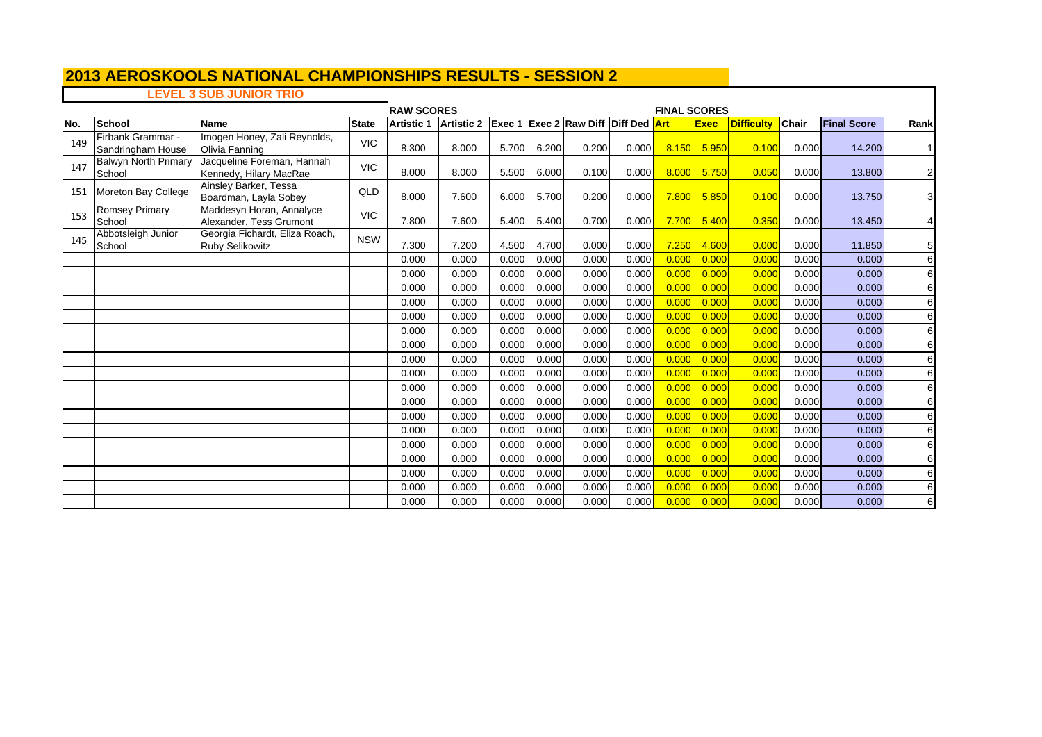# 2013 AEROSKOOLS NATIONAL CHAMPIONSHIPS RESULTS - SESSION 2

## LEVEL 3 SUB JUNIOR TRIO

| | | | | RAW SCORES | | | | | | FINAL SCORES | | | | | |
|---|---|---|---|---|---|---|---|---|---|---|---|---|---|---|---|
| No. | School | Name | State | Artistic 1 | Artistic 2 | Exec 1 | Exec 2 | Raw Diff | Diff Ded | Art | Exec | Difficulty | Chair | Final Score | Rank |
| 149 | Firbank Grammar - Sandringham House | Imogen Honey, Zali Reynolds, Olivia Fanning | VIC | 8.300 | 8.000 | 5.700 | 6.200 | 0.200 | 0.000 | 8.150 | 5.950 | 0.100 | 0.000 | 14.200 | 1 |
| 147 | Balwyn North Primary School | Jacqueline Foreman, Hannah Kennedy, Hilary MacRae | VIC | 8.000 | 8.000 | 5.500 | 6.000 | 0.100 | 0.000 | 8.000 | 5.750 | 0.050 | 0.000 | 13.800 | 2 |
| 151 | Moreton Bay College | Ainsley Barker, Tessa Boardman, Layla Sobey | QLD | 8.000 | 7.600 | 6.000 | 5.700 | 0.200 | 0.000 | 7.800 | 5.850 | 0.100 | 0.000 | 13.750 | 3 |
| 153 | Romsey Primary School | Maddesyn Horan, Annalyce Alexander, Tess Grumont | VIC | 7.800 | 7.600 | 5.400 | 5.400 | 0.700 | 0.000 | 7.700 | 5.400 | 0.350 | 0.000 | 13.450 | 4 |
| 145 | Abbotsleigh Junior School | Georgia Fichardt, Eliza Roach, Ruby Selikowitz | NSW | 7.300 | 7.200 | 4.500 | 4.700 | 0.000 | 0.000 | 7.250 | 4.600 | 0.000 | 0.000 | 11.850 | 5 |
| | | | | 0.000 | 0.000 | 0.000 | 0.000 | 0.000 | 0.000 | 0.000 | 0.000 | 0.000 | 0.000 | 0.000 | 6 |
| | | | | 0.000 | 0.000 | 0.000 | 0.000 | 0.000 | 0.000 | 0.000 | 0.000 | 0.000 | 0.000 | 0.000 | 6 |
| | | | | 0.000 | 0.000 | 0.000 | 0.000 | 0.000 | 0.000 | 0.000 | 0.000 | 0.000 | 0.000 | 0.000 | 6 |
| | | | | 0.000 | 0.000 | 0.000 | 0.000 | 0.000 | 0.000 | 0.000 | 0.000 | 0.000 | 0.000 | 0.000 | 6 |
| | | | | 0.000 | 0.000 | 0.000 | 0.000 | 0.000 | 0.000 | 0.000 | 0.000 | 0.000 | 0.000 | 0.000 | 6 |
| | | | | 0.000 | 0.000 | 0.000 | 0.000 | 0.000 | 0.000 | 0.000 | 0.000 | 0.000 | 0.000 | 0.000 | 6 |
| | | | | 0.000 | 0.000 | 0.000 | 0.000 | 0.000 | 0.000 | 0.000 | 0.000 | 0.000 | 0.000 | 0.000 | 6 |
| | | | | 0.000 | 0.000 | 0.000 | 0.000 | 0.000 | 0.000 | 0.000 | 0.000 | 0.000 | 0.000 | 0.000 | 6 |
| | | | | 0.000 | 0.000 | 0.000 | 0.000 | 0.000 | 0.000 | 0.000 | 0.000 | 0.000 | 0.000 | 0.000 | 6 |
| | | | | 0.000 | 0.000 | 0.000 | 0.000 | 0.000 | 0.000 | 0.000 | 0.000 | 0.000 | 0.000 | 0.000 | 6 |
| | | | | 0.000 | 0.000 | 0.000 | 0.000 | 0.000 | 0.000 | 0.000 | 0.000 | 0.000 | 0.000 | 0.000 | 6 |
| | | | | 0.000 | 0.000 | 0.000 | 0.000 | 0.000 | 0.000 | 0.000 | 0.000 | 0.000 | 0.000 | 0.000 | 6 |
| | | | | 0.000 | 0.000 | 0.000 | 0.000 | 0.000 | 0.000 | 0.000 | 0.000 | 0.000 | 0.000 | 0.000 | 6 |
| | | | | 0.000 | 0.000 | 0.000 | 0.000 | 0.000 | 0.000 | 0.000 | 0.000 | 0.000 | 0.000 | 0.000 | 6 |
| | | | | 0.000 | 0.000 | 0.000 | 0.000 | 0.000 | 0.000 | 0.000 | 0.000 | 0.000 | 0.000 | 0.000 | 6 |
| | | | | 0.000 | 0.000 | 0.000 | 0.000 | 0.000 | 0.000 | 0.000 | 0.000 | 0.000 | 0.000 | 0.000 | 6 |
| | | | | 0.000 | 0.000 | 0.000 | 0.000 | 0.000 | 0.000 | 0.000 | 0.000 | 0.000 | 0.000 | 0.000 | 6 |
| | | | | 0.000 | 0.000 | 0.000 | 0.000 | 0.000 | 0.000 | 0.000 | 0.000 | 0.000 | 0.000 | 0.000 | 6 |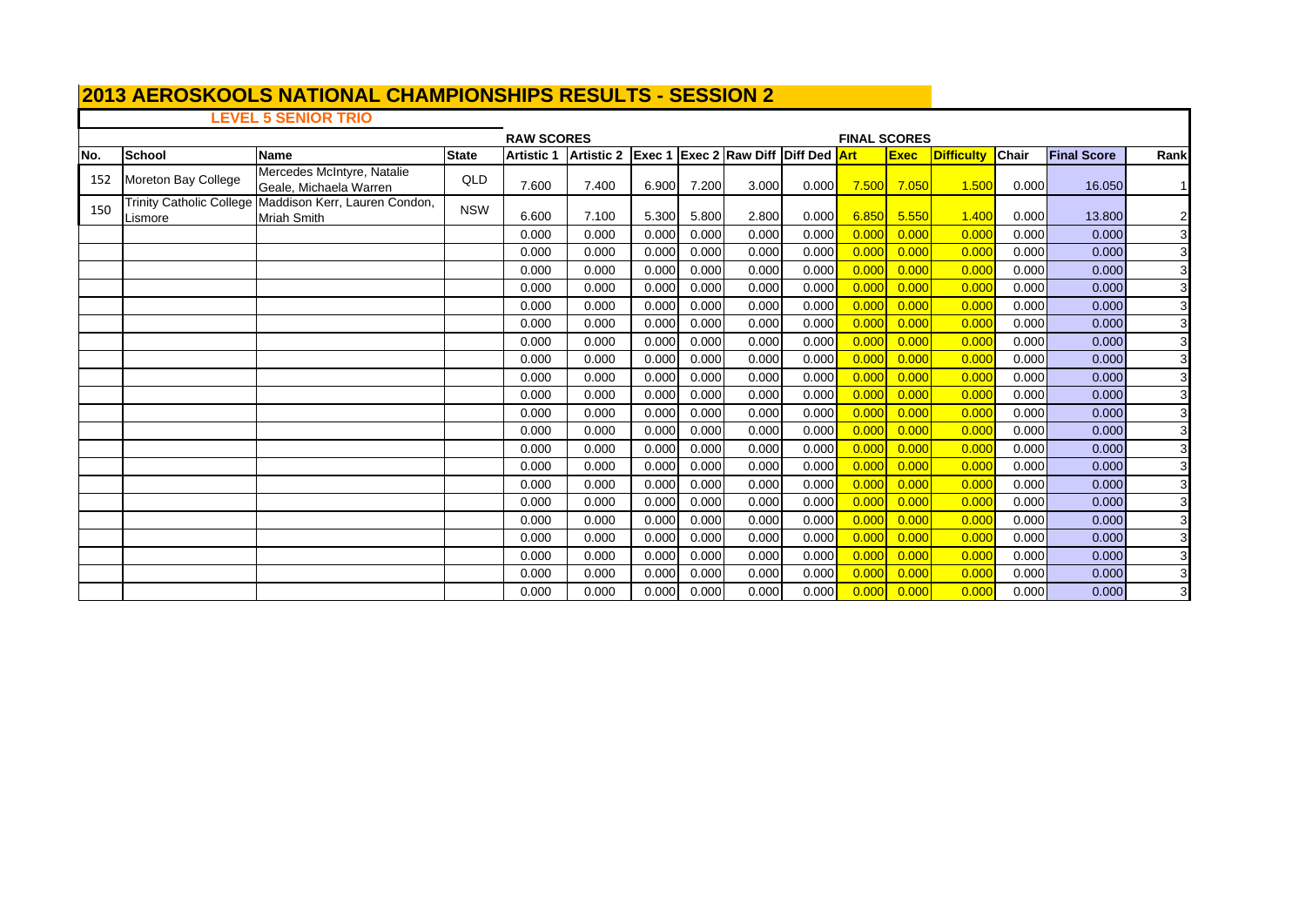# 2013 AEROSKOOLS NATIONAL CHAMPIONSHIPS RESULTS - SESSION 2

## LEVEL 5 SENIOR TRIO

| | | | | RAW SCORES | | | | | | FINAL SCORES | | | | | |
|---|---|---|---|---|---|---|---|---|---|---|---|---|---|---|---|
| No. | School | Name | State | Artistic 1 | Artistic 2 | Exec 1 | Exec 2 | Raw Diff | Diff Ded | Art | Exec | Difficulty | Chair | Final Score | Rank |
| 152 | Moreton Bay College | Mercedes McIntyre, Natalie Geale, Michaela Warren | QLD | 7.600 | 7.400 | 6.900 | 7.200 | 3.000 | 0.000 | 7.500 | 7.050 | 1.500 | 0.000 | 16.050 | 1 |
| 150 | Trinity Catholic College Lismore | Maddison Kerr, Lauren Condon, Mriah Smith | NSW | 6.600 | 7.100 | 5.300 | 5.800 | 2.800 | 0.000 | 6.850 | 5.550 | 1.400 | 0.000 | 13.800 | 2 |
| | | | | 0.000 | 0.000 | 0.000 | 0.000 | 0.000 | 0.000 | 0.000 | 0.000 | 0.000 | 0.000 | 0.000 | 3 |
| | | | | 0.000 | 0.000 | 0.000 | 0.000 | 0.000 | 0.000 | 0.000 | 0.000 | 0.000 | 0.000 | 0.000 | 3 |
| | | | | 0.000 | 0.000 | 0.000 | 0.000 | 0.000 | 0.000 | 0.000 | 0.000 | 0.000 | 0.000 | 0.000 | 3 |
| | | | | 0.000 | 0.000 | 0.000 | 0.000 | 0.000 | 0.000 | 0.000 | 0.000 | 0.000 | 0.000 | 0.000 | 3 |
| | | | | 0.000 | 0.000 | 0.000 | 0.000 | 0.000 | 0.000 | 0.000 | 0.000 | 0.000 | 0.000 | 0.000 | 3 |
| | | | | 0.000 | 0.000 | 0.000 | 0.000 | 0.000 | 0.000 | 0.000 | 0.000 | 0.000 | 0.000 | 0.000 | 3 |
| | | | | 0.000 | 0.000 | 0.000 | 0.000 | 0.000 | 0.000 | 0.000 | 0.000 | 0.000 | 0.000 | 0.000 | 3 |
| | | | | 0.000 | 0.000 | 0.000 | 0.000 | 0.000 | 0.000 | 0.000 | 0.000 | 0.000 | 0.000 | 0.000 | 3 |
| | | | | 0.000 | 0.000 | 0.000 | 0.000 | 0.000 | 0.000 | 0.000 | 0.000 | 0.000 | 0.000 | 0.000 | 3 |
| | | | | 0.000 | 0.000 | 0.000 | 0.000 | 0.000 | 0.000 | 0.000 | 0.000 | 0.000 | 0.000 | 0.000 | 3 |
| | | | | 0.000 | 0.000 | 0.000 | 0.000 | 0.000 | 0.000 | 0.000 | 0.000 | 0.000 | 0.000 | 0.000 | 3 |
| | | | | 0.000 | 0.000 | 0.000 | 0.000 | 0.000 | 0.000 | 0.000 | 0.000 | 0.000 | 0.000 | 0.000 | 3 |
| | | | | 0.000 | 0.000 | 0.000 | 0.000 | 0.000 | 0.000 | 0.000 | 0.000 | 0.000 | 0.000 | 0.000 | 3 |
| | | | | 0.000 | 0.000 | 0.000 | 0.000 | 0.000 | 0.000 | 0.000 | 0.000 | 0.000 | 0.000 | 0.000 | 3 |
| | | | | 0.000 | 0.000 | 0.000 | 0.000 | 0.000 | 0.000 | 0.000 | 0.000 | 0.000 | 0.000 | 0.000 | 3 |
| | | | | 0.000 | 0.000 | 0.000 | 0.000 | 0.000 | 0.000 | 0.000 | 0.000 | 0.000 | 0.000 | 0.000 | 3 |
| | | | | 0.000 | 0.000 | 0.000 | 0.000 | 0.000 | 0.000 | 0.000 | 0.000 | 0.000 | 0.000 | 0.000 | 3 |
| | | | | 0.000 | 0.000 | 0.000 | 0.000 | 0.000 | 0.000 | 0.000 | 0.000 | 0.000 | 0.000 | 0.000 | 3 |
| | | | | 0.000 | 0.000 | 0.000 | 0.000 | 0.000 | 0.000 | 0.000 | 0.000 | 0.000 | 0.000 | 0.000 | 3 |
| | | | | 0.000 | 0.000 | 0.000 | 0.000 | 0.000 | 0.000 | 0.000 | 0.000 | 0.000 | 0.000 | 0.000 | 3 |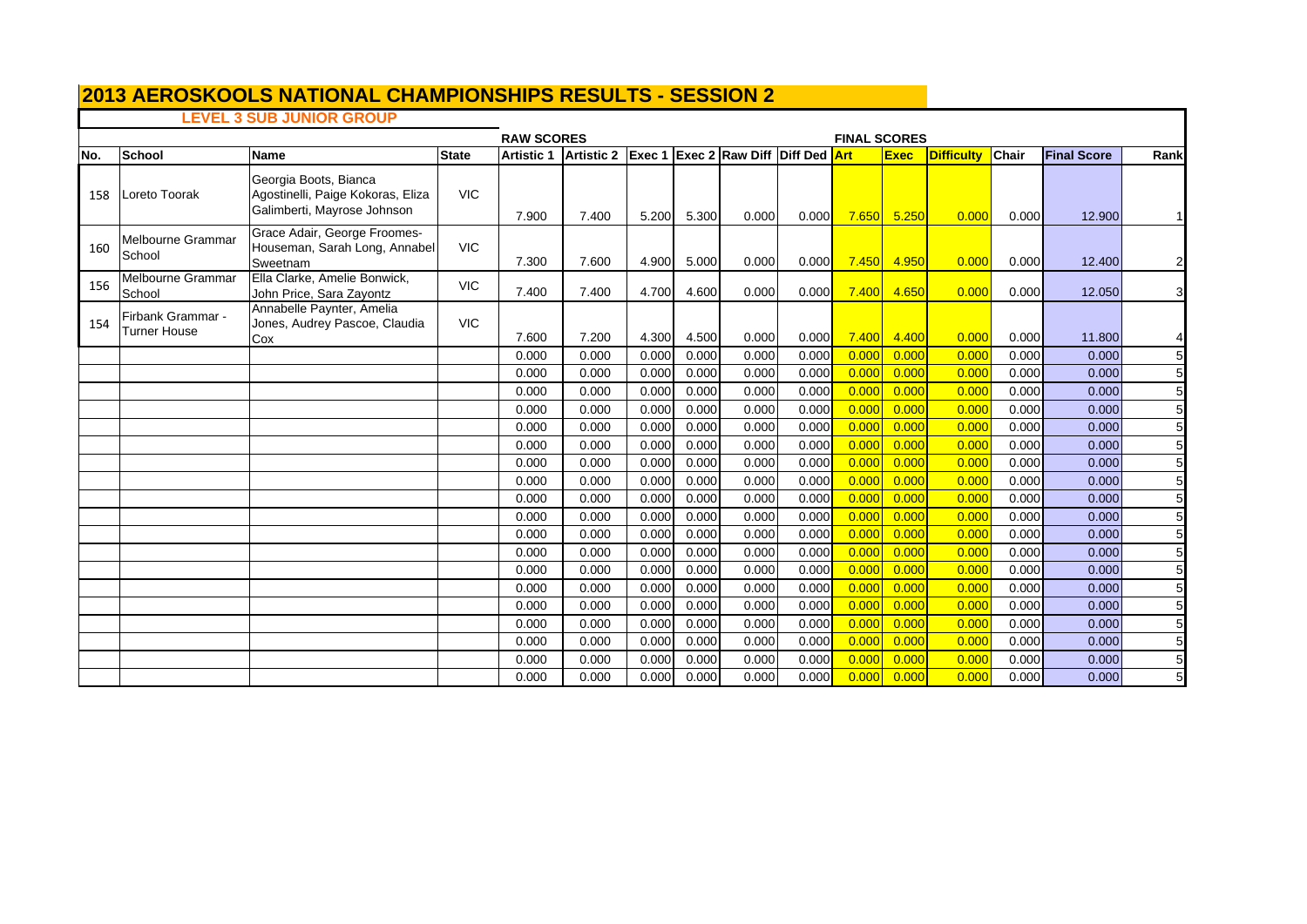# 2013 AEROSKOOLS NATIONAL CHAMPIONSHIPS RESULTS - SESSION 2

## LEVEL 3 SUB JUNIOR GROUP

| | | | | RAW SCORES | | | | | | FINAL SCORES | | | | | |
|---|---|---|---|---|---|---|---|---|---|---|---|---|---|---|---|
| No. | School | Name | State | Artistic 1 | Artistic 2 | Exec 1 | Exec 2 | Raw Diff | Diff Ded | Art | Exec | Difficulty | Chair | Final Score | Rank |
| 158 | Loreto Toorak | Georgia Boots, Bianca Agostinelli, Paige Kokoras, Eliza Galimberti, Mayrose Johnson | VIC | 7.900 | 7.400 | 5.200 | 5.300 | 0.000 | 0.000 | 7.650 | 5.250 | 0.000 | 0.000 | 12.900 | 1 |
| 160 | Melbourne Grammar School | Grace Adair, George Froomes-Houseman, Sarah Long, Annabel Sweetnam | VIC | 7.300 | 7.600 | 4.900 | 5.000 | 0.000 | 0.000 | 7.450 | 4.950 | 0.000 | 0.000 | 12.400 | 2 |
| 156 | Melbourne Grammar School | Ella Clarke, Amelie Bonwick, John Price, Sara Zayontz | VIC | 7.400 | 7.400 | 4.700 | 4.600 | 0.000 | 0.000 | 7.400 | 4.650 | 0.000 | 0.000 | 12.050 | 3 |
| 154 | Firbank Grammar - Turner House | Annabelle Paynter, Amelia Jones, Audrey Pascoe, Claudia Cox | VIC | 7.600 | 7.200 | 4.300 | 4.500 | 0.000 | 0.000 | 7.400 | 4.400 | 0.000 | 0.000 | 11.800 | 4 |
| | | | | 0.000 | 0.000 | 0.000 | 0.000 | 0.000 | 0.000 | 0.000 | 0.000 | 0.000 | 0.000 | 0.000 | 5 |
| | | | | 0.000 | 0.000 | 0.000 | 0.000 | 0.000 | 0.000 | 0.000 | 0.000 | 0.000 | 0.000 | 0.000 | 5 |
| | | | | 0.000 | 0.000 | 0.000 | 0.000 | 0.000 | 0.000 | 0.000 | 0.000 | 0.000 | 0.000 | 0.000 | 5 |
| | | | | 0.000 | 0.000 | 0.000 | 0.000 | 0.000 | 0.000 | 0.000 | 0.000 | 0.000 | 0.000 | 0.000 | 5 |
| | | | | 0.000 | 0.000 | 0.000 | 0.000 | 0.000 | 0.000 | 0.000 | 0.000 | 0.000 | 0.000 | 0.000 | 5 |
| | | | | 0.000 | 0.000 | 0.000 | 0.000 | 0.000 | 0.000 | 0.000 | 0.000 | 0.000 | 0.000 | 0.000 | 5 |
| | | | | 0.000 | 0.000 | 0.000 | 0.000 | 0.000 | 0.000 | 0.000 | 0.000 | 0.000 | 0.000 | 0.000 | 5 |
| | | | | 0.000 | 0.000 | 0.000 | 0.000 | 0.000 | 0.000 | 0.000 | 0.000 | 0.000 | 0.000 | 0.000 | 5 |
| | | | | 0.000 | 0.000 | 0.000 | 0.000 | 0.000 | 0.000 | 0.000 | 0.000 | 0.000 | 0.000 | 0.000 | 5 |
| | | | | 0.000 | 0.000 | 0.000 | 0.000 | 0.000 | 0.000 | 0.000 | 0.000 | 0.000 | 0.000 | 0.000 | 5 |
| | | | | 0.000 | 0.000 | 0.000 | 0.000 | 0.000 | 0.000 | 0.000 | 0.000 | 0.000 | 0.000 | 0.000 | 5 |
| | | | | 0.000 | 0.000 | 0.000 | 0.000 | 0.000 | 0.000 | 0.000 | 0.000 | 0.000 | 0.000 | 0.000 | 5 |
| | | | | 0.000 | 0.000 | 0.000 | 0.000 | 0.000 | 0.000 | 0.000 | 0.000 | 0.000 | 0.000 | 0.000 | 5 |
| | | | | 0.000 | 0.000 | 0.000 | 0.000 | 0.000 | 0.000 | 0.000 | 0.000 | 0.000 | 0.000 | 0.000 | 5 |
| | | | | 0.000 | 0.000 | 0.000 | 0.000 | 0.000 | 0.000 | 0.000 | 0.000 | 0.000 | 0.000 | 0.000 | 5 |
| | | | | 0.000 | 0.000 | 0.000 | 0.000 | 0.000 | 0.000 | 0.000 | 0.000 | 0.000 | 0.000 | 0.000 | 5 |
| | | | | 0.000 | 0.000 | 0.000 | 0.000 | 0.000 | 0.000 | 0.000 | 0.000 | 0.000 | 0.000 | 0.000 | 5 |
| | | | | 0.000 | 0.000 | 0.000 | 0.000 | 0.000 | 0.000 | 0.000 | 0.000 | 0.000 | 0.000 | 0.000 | 5 |
| | | | | 0.000 | 0.000 | 0.000 | 0.000 | 0.000 | 0.000 | 0.000 | 0.000 | 0.000 | 0.000 | 0.000 | 5 |